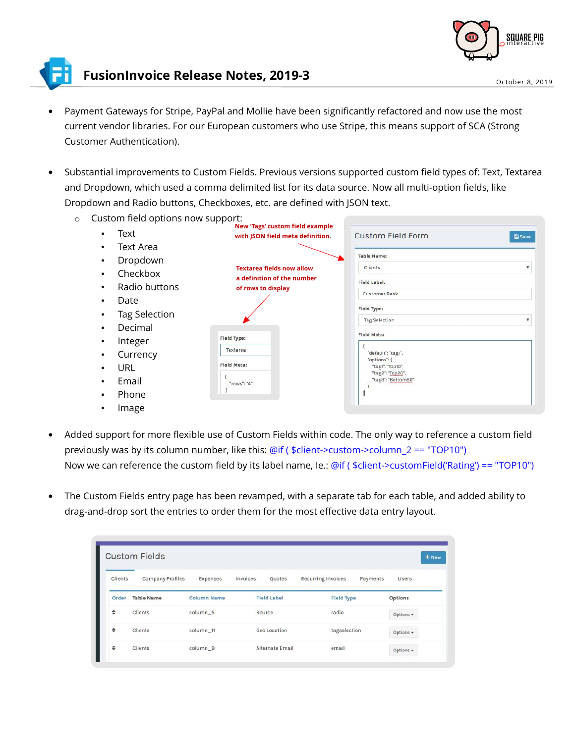# FusionInvoice Release Notes, 2019-3

October 8, 2019

- Payment Gateways for Stripe, PayPal and Mollie have been significantly refactored and now use the most current vendor libraries. For our European customers who use Stripe, this means support of SCA (Strong Customer Authentication).

- Substantial improvements to Custom Fields. Previous versions supported custom field types of: Text, Textarea and Dropdown, which used a comma delimited list for its data source. Now all multi-option fields, like Dropdown and Radio buttons, Checkboxes, etc. are defined with JSON text.
  - Custom field options now support:
    - Text
    - Text Area
    - Dropdown
    - Checkbox
    - Radio buttons
    - Date
    - Tag Selection
    - Decimal
    - Integer
    - Currency
    - URL
    - Email
    - Phone
    - Image

New 'Tags' custom field example with JSON field meta definition.

Textarea fields now allow a definition of the number of rows to display

**Field Type:** Textarea

**Field Meta:**

```
{
  "rows": "4",
}
```

**Custom Field Form** — Save

**Table Name:** Clients

**Field Label:** Customer Rank

**Field Type:** Tag Selection

**Field Meta:**

```
{
  "default": "tag1",
  "options": {
    "tag1": "Top10",
    "tag2": "Top20",
    "tag3": "Bottom80"
  }
}
```

- Added support for more flexible use of Custom Fields within code. The only way to reference a custom field previously was by its column number, like this: @if ( $client->custom->column_2 == "TOP10")
  Now we can reference the custom field by its label name, Ie.: @if ( $client->customField('Rating') == "TOP10")

- The Custom Fields entry page has been revamped, with a separate tab for each table, and added ability to drag-and-drop sort the entries to order them for the most effective data entry layout.

**Custom Fields** — + New

Clients | Company Profiles | Expenses | Invoices | Quotes | Recurring Invoices | Payments | Users

| Order | Table Name | Column Name | Field Label | Field Type | Options |
|---|---|---|---|---|---|
| ⇕ | Clients | column_5 | Source | radio | Options ▾ |
| ⇕ | Clients | column_11 | Geo Location | tagselection | Options ▾ |
| ⇕ | Clients | column_9 | Alternate Email | email | Options ▾ |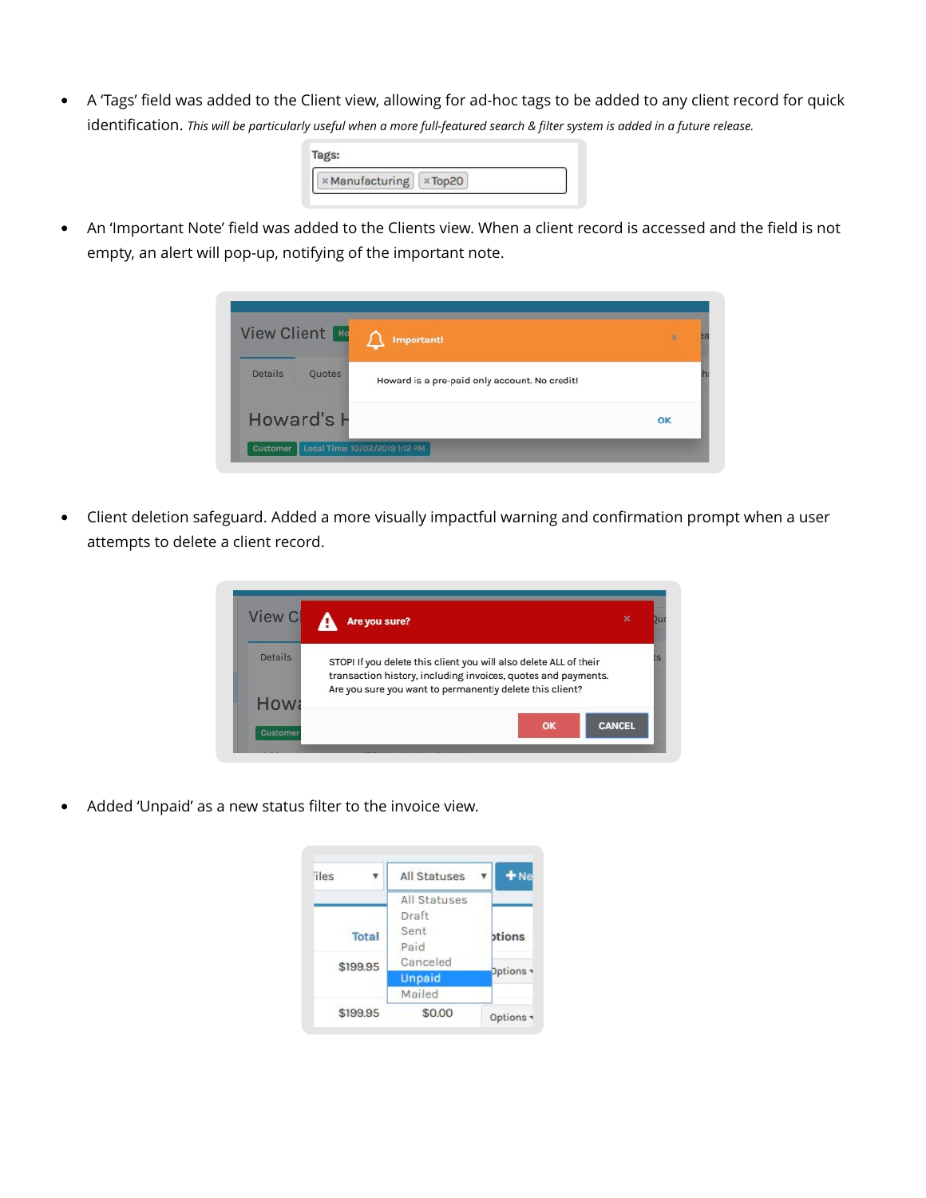- A 'Tags' field was added to the Client view, allowing for ad-hoc tags to be added to any client record for quick identification. *This will be particularly useful when a more full-featured search & filter system is added in a future release.*

- An 'Important Note' field was added to the Clients view. When a client record is accessed and the field is not empty, an alert will pop-up, notifying of the important note.

- Client deletion safeguard. Added a more visually impactful warning and confirmation prompt when a user attempts to delete a client record.

- Added 'Unpaid' as a new status filter to the invoice view.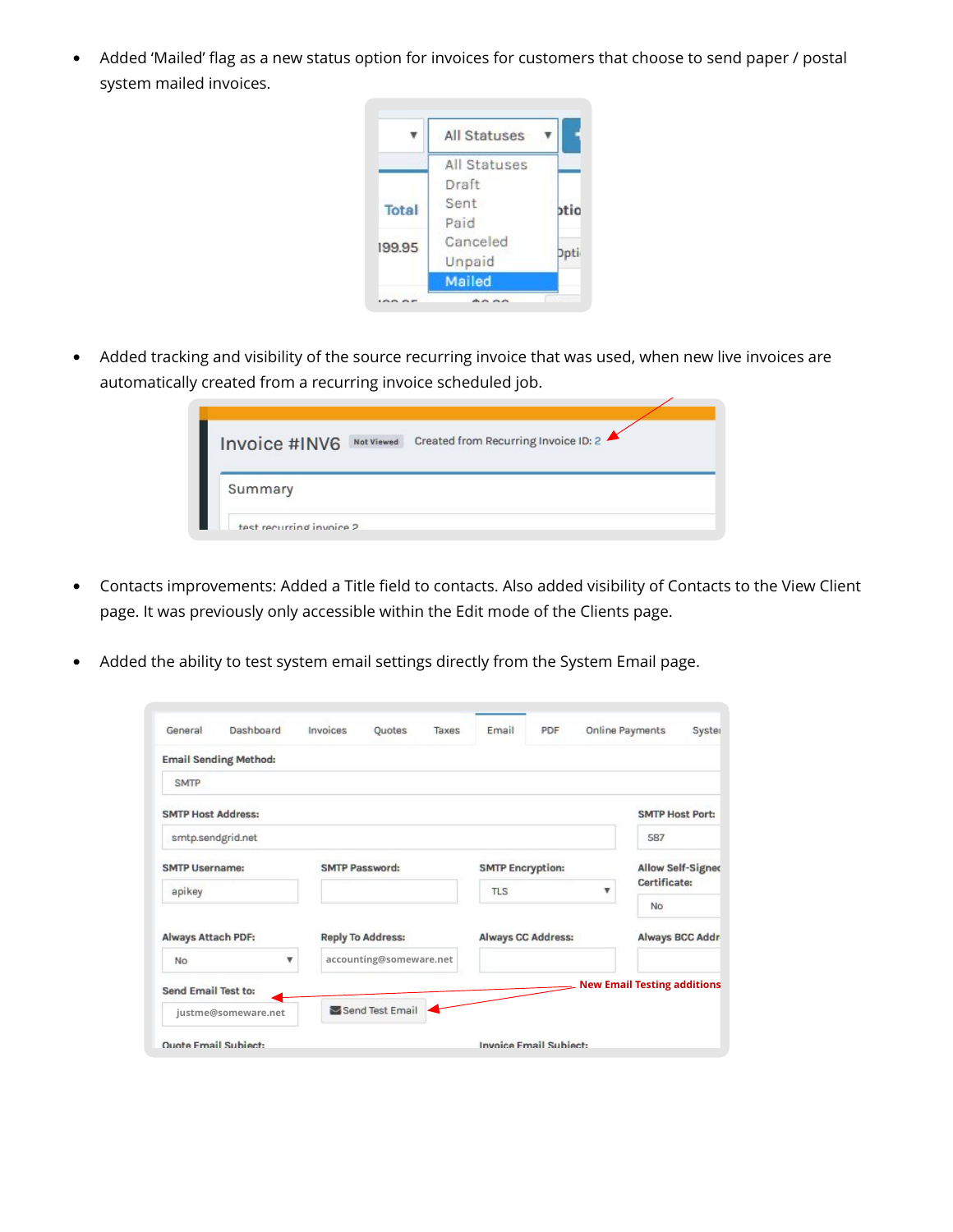- Added 'Mailed' flag as a new status option for invoices for customers that choose to send paper / postal system mailed invoices.

- Added tracking and visibility of the source recurring invoice that was used, when new live invoices are automatically created from a recurring invoice scheduled job.

- Contacts improvements: Added a Title field to contacts. Also added visibility of Contacts to the View Client page. It was previously only accessible within the Edit mode of the Clients page.

- Added the ability to test system email settings directly from the System Email page.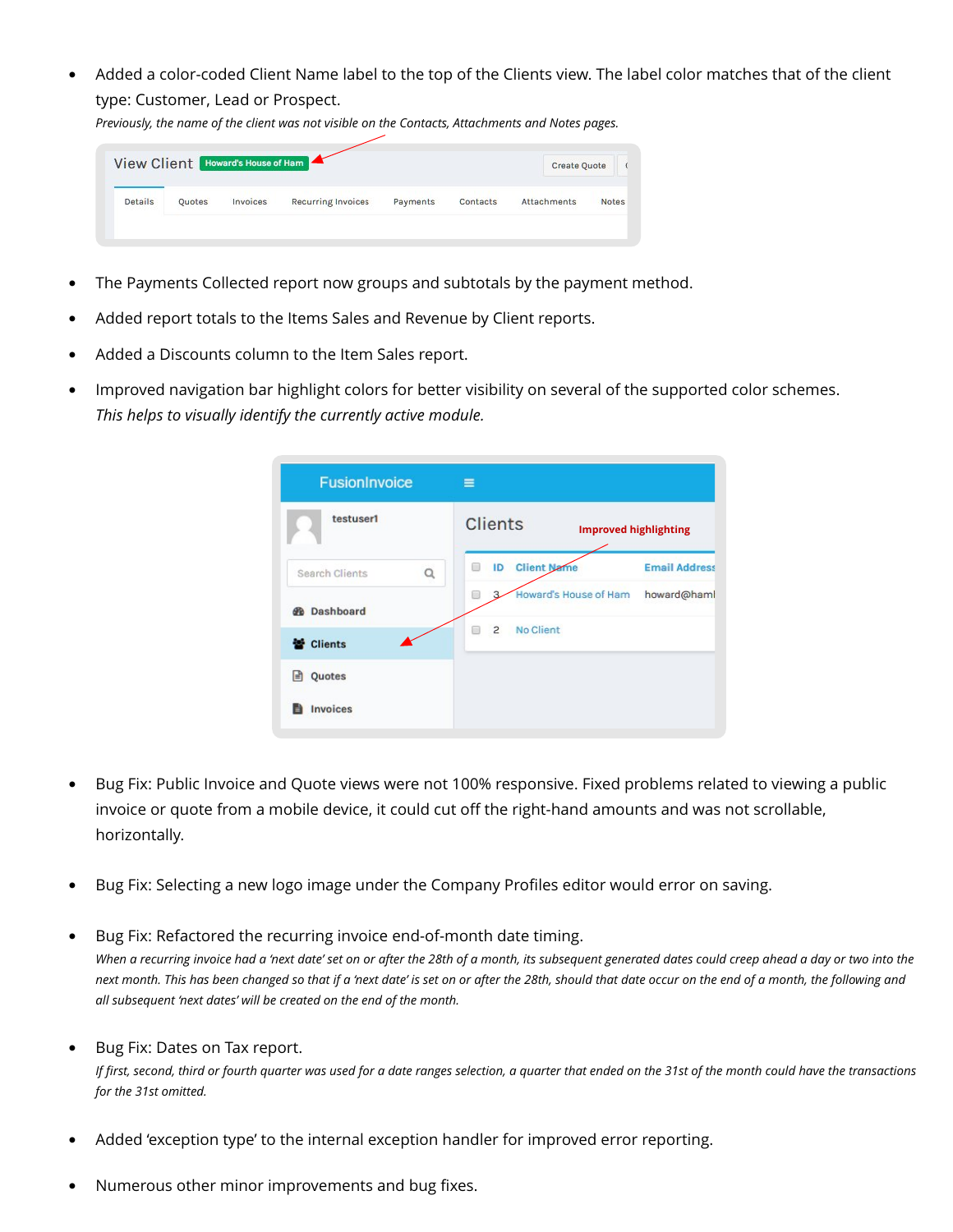- Added a color-coded Client Name label to the top of the Clients view. The label color matches that of the client type: Customer, Lead or Prospect.
  *Previously, the name of the client was not visible on the Contacts, Attachments and Notes pages.*

- The Payments Collected report now groups and subtotals by the payment method.

- Added report totals to the Items Sales and Revenue by Client reports.

- Added a Discounts column to the Item Sales report.

- Improved navigation bar highlight colors for better visibility on several of the supported color schemes.
  *This helps to visually identify the currently active module.*

- Bug Fix: Public Invoice and Quote views were not 100% responsive. Fixed problems related to viewing a public invoice or quote from a mobile device, it could cut off the right-hand amounts and was not scrollable, horizontally.

- Bug Fix: Selecting a new logo image under the Company Profiles editor would error on saving.

- Bug Fix: Refactored the recurring invoice end-of-month date timing.
  *When a recurring invoice had a 'next date' set on or after the 28th of a month, its subsequent generated dates could creep ahead a day or two into the next month. This has been changed so that if a 'next date' is set on or after the 28th, should that date occur on the end of a month, the following and all subsequent 'next dates' will be created on the end of the month.*

- Bug Fix: Dates on Tax report.
  *If first, second, third or fourth quarter was used for a date ranges selection, a quarter that ended on the 31st of the month could have the transactions for the 31st omitted.*

- Added 'exception type' to the internal exception handler for improved error reporting.

- Numerous other minor improvements and bug fixes.